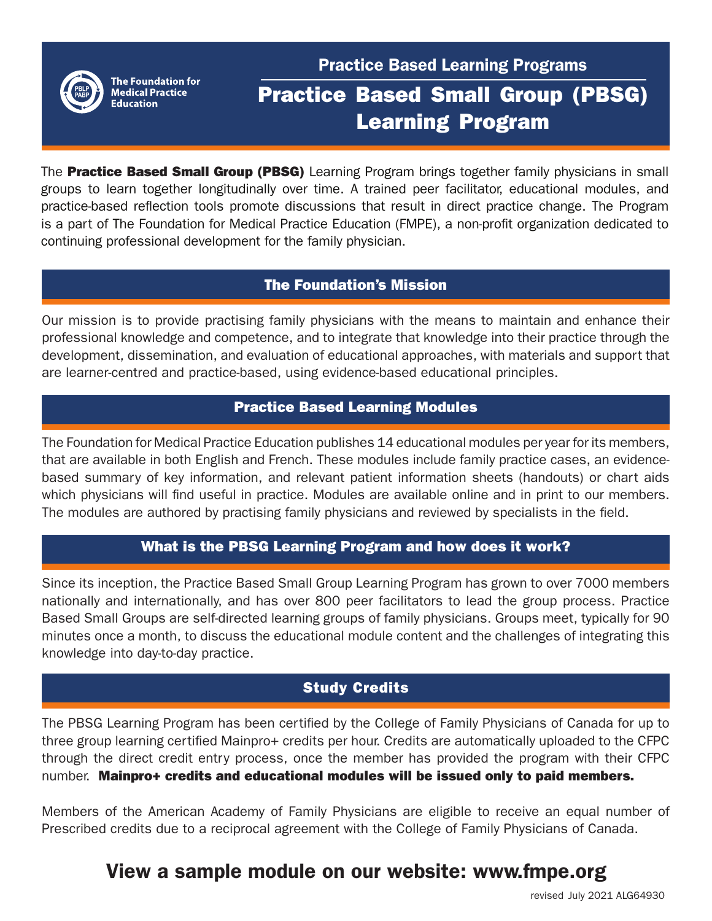The Foundation for Medical Practice Education

## Practice Based Learning Programs

# Practice Based Small Group (PBSG) Learning Program

The **Practice Based Small Group (PBSG)** Learning Program brings together family physicians in small groups to learn together longitudinally over time. A trained peer facilitator, educational modules, and practice-based reflection tools promote discussions that result in direct practice change. The Program is a part of The Foundation for Medical Practice Education (FMPE), a non-profit organization dedicated to continuing professional development for the family physician.

## The Foundation's Mission

Our mission is to provide practising family physicians with the means to maintain and enhance their professional knowledge and competence, and to integrate that knowledge into their practice through the development, dissemination, and evaluation of educational approaches, with materials and support that are learner-centred and practice-based, using evidence-based educational principles.

## Practice Based Learning Modules

The Foundation for Medical Practice Education publishes 14 educational modules per year for its members, that are available in both English and French. These modules include family practice cases, an evidence-based summary of key information, and relevant patient information sheets (handouts) or chart aids which physicians will find useful in practice. Modules are available online and in print to our members. The modules are authored by practising family physicians and reviewed by specialists in the field.

## What is the PBSG Learning Program and how does it work?

Since its inception, the Practice Based Small Group Learning Program has grown to over 7000 members nationally and internationally, and has over 800 peer facilitators to lead the group process. Practice Based Small Groups are self-directed learning groups of family physicians. Groups meet, typically for 90 minutes once a month, to discuss the educational module content and the challenges of integrating this knowledge into day-to-day practice.

## Study Credits

The PBSG Learning Program has been certified by the College of Family Physicians of Canada for up to three group learning certified Mainpro+ credits per hour. Credits are automatically uploaded to the CFPC through the direct credit entry process, once the member has provided the program with their CFPC number. **Mainpro+ credits and educational modules will be issued only to paid members.**

Members of the American Academy of Family Physicians are eligible to receive an equal number of Prescribed credits due to a reciprocal agreement with the College of Family Physicians of Canada.

## View a sample module on our website: www.fmpe.org

revised July 2021 ALG64930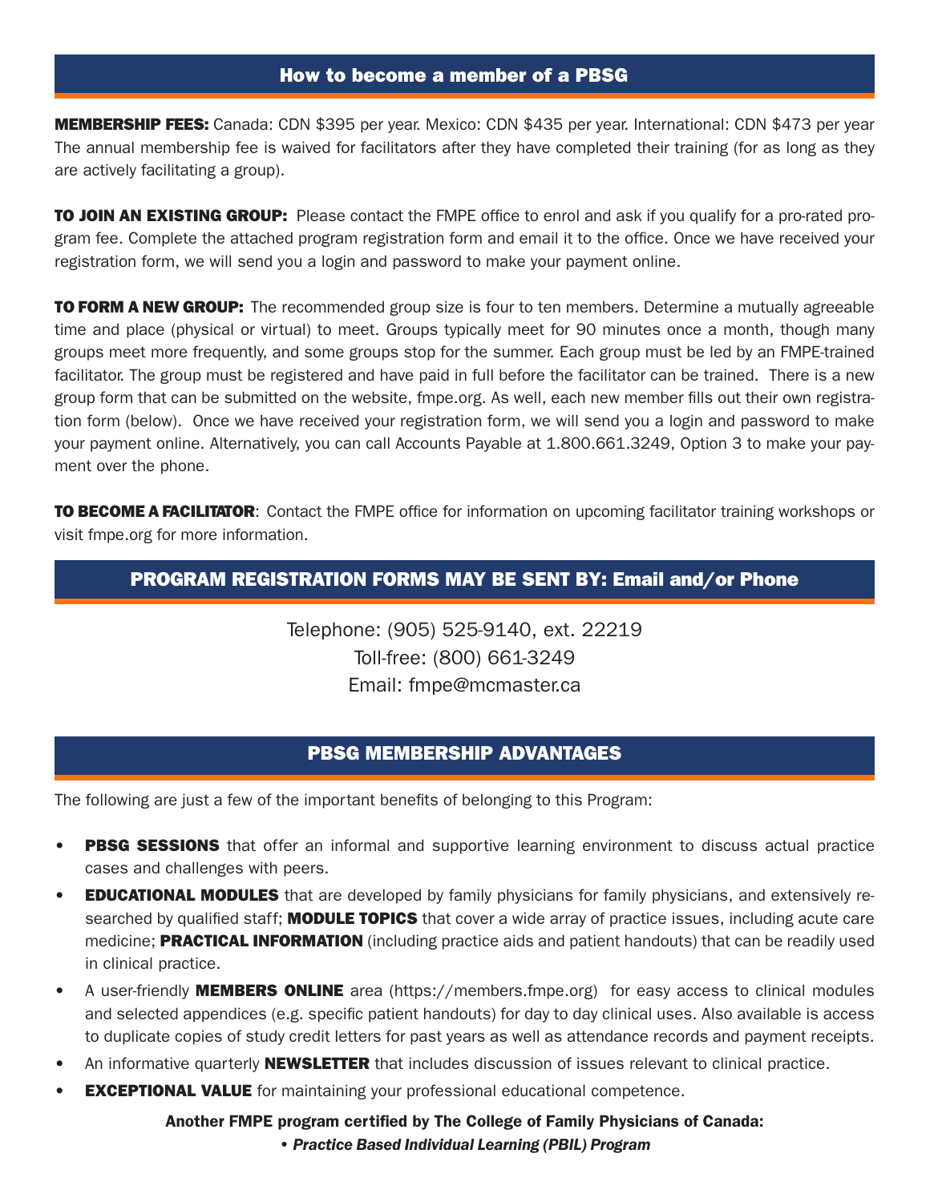## How to become a member of a PBSG

**MEMBERSHIP FEES:** Canada: CDN $395 per year. Mexico: CDN $435 per year. International: CDN $473 per year The annual membership fee is waived for facilitators after they have completed their training (for as long as they are actively facilitating a group).

**TO JOIN AN EXISTING GROUP:** Please contact the FMPE office to enrol and ask if you qualify for a pro-rated program fee. Complete the attached program registration form and email it to the office. Once we have received your registration form, we will send you a login and password to make your payment online.

**TO FORM A NEW GROUP:** The recommended group size is four to ten members. Determine a mutually agreeable time and place (physical or virtual) to meet. Groups typically meet for 90 minutes once a month, though many groups meet more frequently, and some groups stop for the summer. Each group must be led by an FMPE-trained facilitator. The group must be registered and have paid in full before the facilitator can be trained. There is a new group form that can be submitted on the website, fmpe.org. As well, each new member fills out their own registration form (below). Once we have received your registration form, we will send you a login and password to make your payment online. Alternatively, you can call Accounts Payable at 1.800.661.3249, Option 3 to make your payment over the phone.

**TO BECOME A FACILITATOR**: Contact the FMPE office for information on upcoming facilitator training workshops or visit fmpe.org for more information.

## PROGRAM REGISTRATION FORMS MAY BE SENT BY: Email and/or Phone

Telephone: (905) 525-9140, ext. 22219
Toll-free: (800) 661-3249
Email: fmpe@mcmaster.ca

## PBSG MEMBERSHIP ADVANTAGES

The following are just a few of the important benefits of belonging to this Program:

- **PBSG SESSIONS** that offer an informal and supportive learning environment to discuss actual practice cases and challenges with peers.
- **EDUCATIONAL MODULES** that are developed by family physicians for family physicians, and extensively researched by qualified staff; **MODULE TOPICS** that cover a wide array of practice issues, including acute care medicine; **PRACTICAL INFORMATION** (including practice aids and patient handouts) that can be readily used in clinical practice.
- A user-friendly **MEMBERS ONLINE** area (https://members.fmpe.org) for easy access to clinical modules and selected appendices (e.g. specific patient handouts) for day to day clinical uses. Also available is access to duplicate copies of study credit letters for past years as well as attendance records and payment receipts.
- An informative quarterly **NEWSLETTER** that includes discussion of issues relevant to clinical practice.
- **EXCEPTIONAL VALUE** for maintaining your professional educational competence.

**Another FMPE program certified by The College of Family Physicians of Canada:**

- ***Practice Based Individual Learning (PBIL) Program***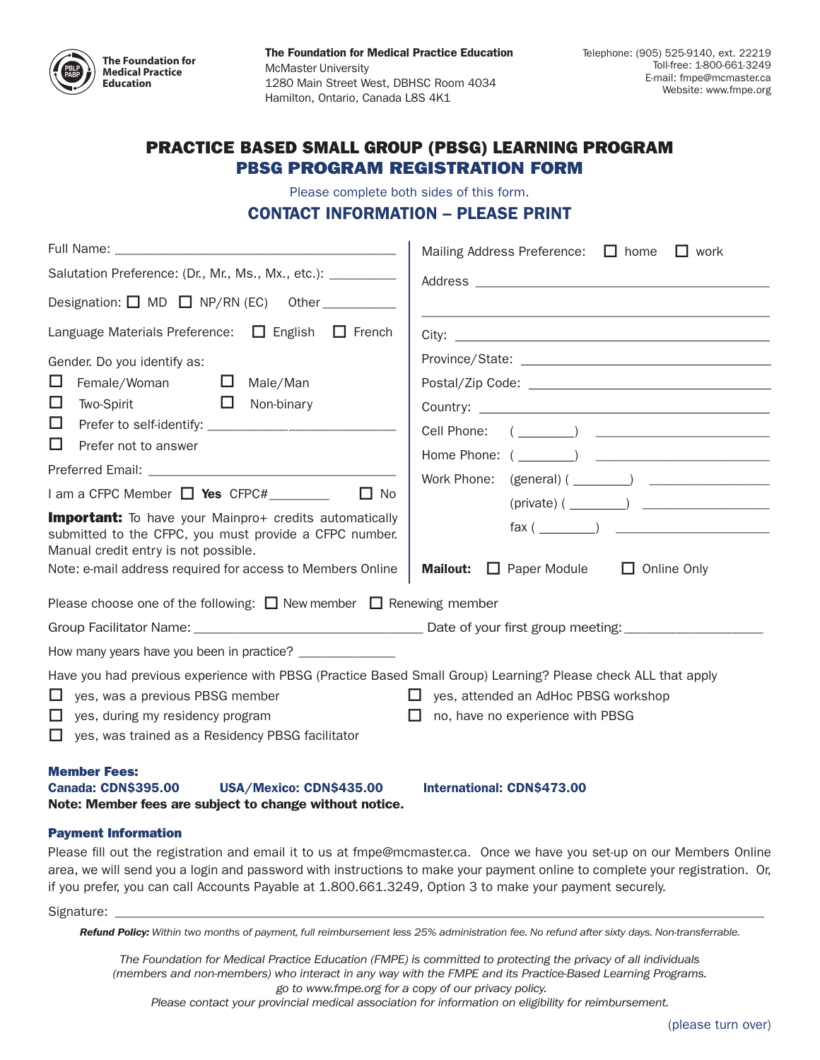**The Foundation for Medical Practice Education**

**The Foundation for Medical Practice Education**
McMaster University
1280 Main Street West, DBHSC Room 4034
Hamilton, Ontario, Canada L8S 4K1

Telephone: (905) 525-9140, ext. 22219
Toll-free: 1-800-661-3249
E-mail: fmpe@mcmaster.ca
Website: www.fmpe.org

# PRACTICE BASED SMALL GROUP (PBSG) LEARNING PROGRAM

## PBSG PROGRAM REGISTRATION FORM

Please complete both sides of this form.

## CONTACT INFORMATION – PLEASE PRINT

Full Name: ___________________________________________

Salutation Preference: (Dr., Mr., Ms., Mx., etc.): __________

Designation: ☐ MD ☐ NP/RN (EC) Other ___________

Language Materials Preference: ☐ English ☐ French

Gender. Do you identify as:

☐ Female/Woman ☐ Male/Man
☐ Two-Spirit ☐ Non-binary
☐ Prefer to self-identify: ___________________________
☐ Prefer not to answer

Preferred Email: ___________________________________

I am a CFPC Member ☐ **Yes** CFPC#_________ ☐ No

**Important:** To have your Mainpro+ credits automatically submitted to the CFPC, you must provide a CFPC number. Manual credit entry is not possible.

Note: e-mail address required for access to Members Online

Mailing Address Preference: ☐ home ☐ work

Address ___________________________________________

___________________________________________________

City: ______________________________________________

Province/State: _____________________________________

Postal/Zip Code: ____________________________________

Country: ___________________________________________

Cell Phone: ( ________ ) ______________________

Home Phone: ( ________ ) ______________________

Work Phone: (general) ( ________ ) ________________

(private) ( ________ ) ________________

fax ( ________ ) ____________________

**Mailout:** ☐ Paper Module ☐ Online Only

Please choose one of the following: ☐ New member ☐ Renewing member

Group Facilitator Name: _________________________________ Date of your first group meeting: ___________________

How many years have you been in practice? ______________

Have you had previous experience with PBSG (Practice Based Small Group) Learning? Please check ALL that apply

☐ yes, was a previous PBSG member
☐ yes, during my residency program
☐ yes, was trained as a Residency PBSG facilitator
☐ yes, attended an AdHoc PBSG workshop
☐ no, have no experience with PBSG

**Member Fees:**
**Canada: CDN$395.00 USA/Mexico: CDN$435.00 International: CDN$473.00**
**Note: Member fees are subject to change without notice.**

**Payment Information**

Please fill out the registration and email it to us at fmpe@mcmaster.ca. Once we have you set-up on our Members Online area, we will send you a login and password with instructions to make your payment online to complete your registration. Or, if you prefer, you can call Accounts Payable at 1.800.661.3249, Option 3 to make your payment securely.

Signature: _____________________________________________________________________________________

***Refund Policy:*** *Within two months of payment, full reimbursement less 25% administration fee. No refund after sixty days. Non-transferrable.*

*The Foundation for Medical Practice Education (FMPE) is committed to protecting the privacy of all individuals (members and non-members) who interact in any way with the FMPE and its Practice-Based Learning Programs. go to www.fmpe.org for a copy of our privacy policy.*
*Please contact your provincial medical association for information on eligibility for reimbursement.*

(please turn over)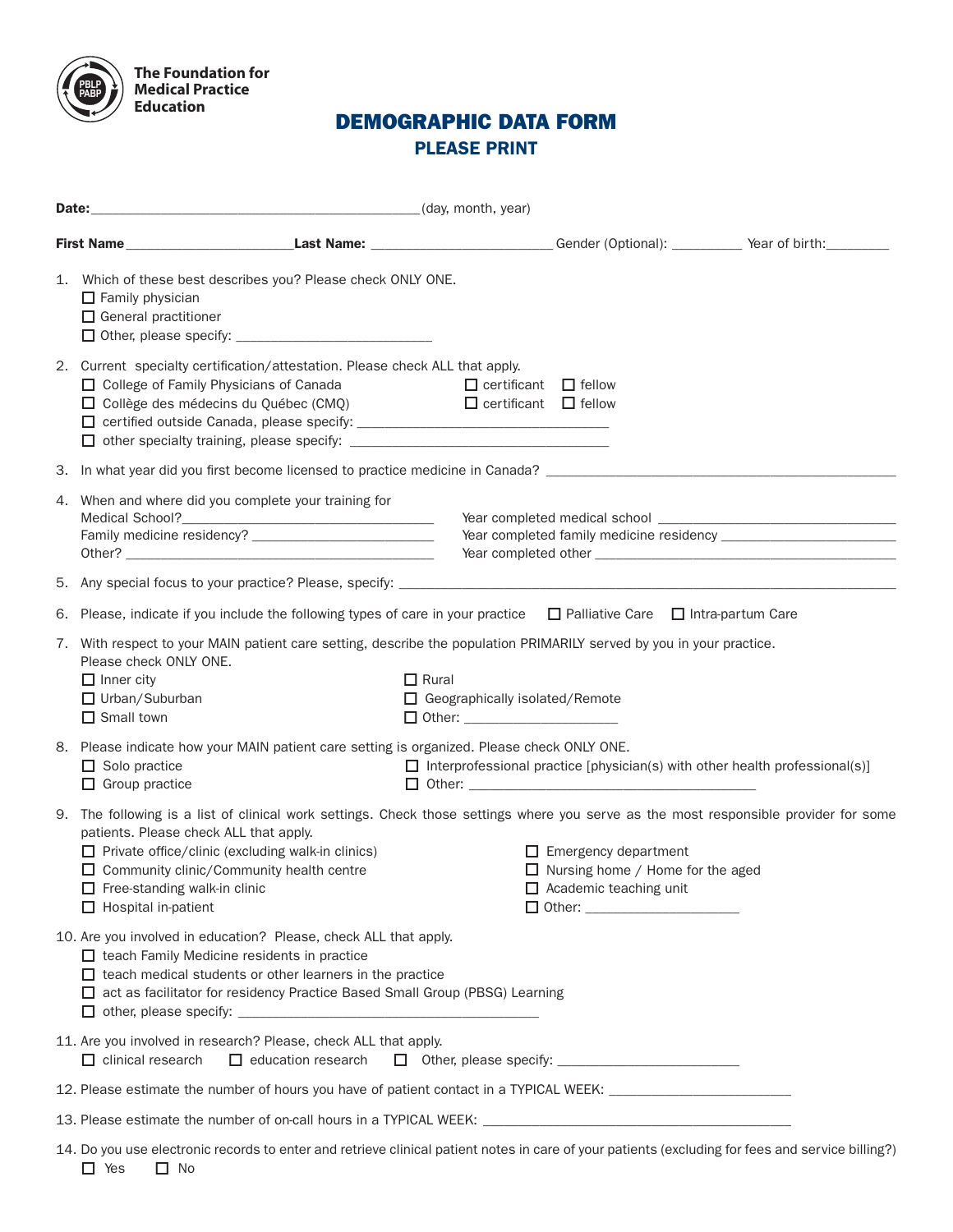The Foundation for Medical Practice Education

# DEMOGRAPHIC DATA FORM

## PLEASE PRINT

**Date:**\_\_\_\_\_\_\_\_\_\_\_\_\_\_\_\_\_\_\_\_\_\_\_\_\_\_\_\_\_\_\_\_\_\_\_\_\_\_\_\_\_\_(day, month, year)

**First Name** \_\_\_\_\_\_\_\_\_\_\_\_\_\_\_\_\_\_\_\_\_\_ **Last Name:** \_\_\_\_\_\_\_\_\_\_\_\_\_\_\_\_\_\_\_\_\_\_\_\_ Gender (Optional): \_\_\_\_\_\_\_\_\_ Year of birth:\_\_\_\_\_\_\_\_

1. Which of these best describes you? Please check ONLY ONE.
   - ☐ Family physician
   - ☐ General practitioner
   - ☐ Other, please specify: \_\_\_\_\_\_\_\_\_\_\_\_\_\_\_\_\_\_\_\_\_\_\_\_\_\_\_

2. Current specialty certification/attestation. Please check ALL that apply.
   - ☐ College of Family Physicians of Canada ☐ certificant ☐ fellow
   - ☐ Collège des médecins du Québec (CMQ) ☐ certificant ☐ fellow
   - ☐ certified outside Canada, please specify: \_\_\_\_\_\_\_\_\_\_\_\_\_\_\_\_\_\_\_\_\_\_\_\_\_\_\_\_\_\_\_\_\_\_\_
   - ☐ other specialty training, please specify: \_\_\_\_\_\_\_\_\_\_\_\_\_\_\_\_\_\_\_\_\_\_\_\_\_\_\_\_\_\_\_\_\_\_\_

3. In what year did you first become licensed to practice medicine in Canada? \_\_\_\_\_\_\_\_\_\_\_\_\_\_\_\_\_\_\_\_\_\_\_\_\_\_\_\_\_\_\_\_\_\_\_\_\_\_\_\_\_\_\_\_\_\_\_\_

4. When and where did you complete your training for
   - Medical School?\_\_\_\_\_\_\_\_\_\_\_\_\_\_\_\_\_\_\_\_\_\_\_\_\_\_\_\_\_\_\_\_\_\_ Year completed medical school \_\_\_\_\_\_\_\_\_\_\_\_\_\_\_\_\_\_\_\_\_\_\_\_\_\_\_\_\_\_\_\_\_\_
   - Family medicine residency? \_\_\_\_\_\_\_\_\_\_\_\_\_\_\_\_\_\_\_\_\_\_\_\_\_ Year completed family medicine residency \_\_\_\_\_\_\_\_\_\_\_\_\_\_\_\_\_\_\_\_\_\_\_\_\_
   - Other? \_\_\_\_\_\_\_\_\_\_\_\_\_\_\_\_\_\_\_\_\_\_\_\_\_\_\_\_\_\_\_\_\_\_\_\_\_\_\_\_\_\_\_ Year completed other \_\_\_\_\_\_\_\_\_\_\_\_\_\_\_\_\_\_\_\_\_\_\_\_\_\_\_\_\_\_\_\_\_\_\_\_\_\_\_\_\_\_\_

5. Any special focus to your practice? Please, specify: \_\_\_\_\_\_\_\_\_\_\_\_\_\_\_\_\_\_\_\_\_\_\_\_\_\_\_\_\_\_\_\_\_\_\_\_\_\_\_\_\_\_\_\_\_\_\_\_\_\_\_\_\_\_\_\_\_\_\_\_\_\_\_\_\_\_\_\_\_\_\_

6. Please, indicate if you include the following types of care in your practice ☐ Palliative Care ☐ Intra-partum Care

7. With respect to your MAIN patient care setting, describe the population PRIMARILY served by you in your practice. Please check ONLY ONE.
   - ☐ Inner city
   - ☐ Urban/Suburban
   - ☐ Small town
   - ☐ Rural
   - ☐ Geographically isolated/Remote
   - ☐ Other: \_\_\_\_\_\_\_\_\_\_\_\_\_\_\_\_\_\_\_\_\_

8. Please indicate how your MAIN patient care setting is organized. Please check ONLY ONE.
   - ☐ Solo practice
   - ☐ Group practice
   - ☐ Interprofessional practice [physician(s) with other health professional(s)]
   - ☐ Other: \_\_\_\_\_\_\_\_\_\_\_\_\_\_\_\_\_\_\_\_\_\_\_\_\_\_\_\_\_\_\_\_\_\_\_\_\_\_\_\_

9. The following is a list of clinical work settings. Check those settings where you serve as the most responsible provider for some patients. Please check ALL that apply.
   - ☐ Private office/clinic (excluding walk-in clinics)
   - ☐ Community clinic/Community health centre
   - ☐ Free-standing walk-in clinic
   - ☐ Hospital in-patient
   - ☐ Emergency department
   - ☐ Nursing home / Home for the aged
   - ☐ Academic teaching unit
   - ☐ Other: \_\_\_\_\_\_\_\_\_\_\_\_\_\_\_\_\_\_\_\_\_

10. Are you involved in education? Please, check ALL that apply.
    - ☐ teach Family Medicine residents in practice
    - ☐ teach medical students or other learners in the practice
    - ☐ act as facilitator for residency Practice Based Small Group (PBSG) Learning
    - ☐ other, please specify: \_\_\_\_\_\_\_\_\_\_\_\_\_\_\_\_\_\_\_\_\_\_\_\_\_\_\_\_\_\_\_\_\_\_\_\_\_\_\_\_\_\_\_

11. Are you involved in research? Please, check ALL that apply.
    ☐ clinical research ☐ education research ☐ Other, please specify: \_\_\_\_\_\_\_\_\_\_\_\_\_\_\_\_\_\_\_\_\_\_\_\_\_

12. Please estimate the number of hours you have of patient contact in a TYPICAL WEEK: \_\_\_\_\_\_\_\_\_\_\_\_\_\_\_\_\_\_\_\_\_\_\_\_\_

13. Please estimate the number of on-call hours in a TYPICAL WEEK: \_\_\_\_\_\_\_\_\_\_\_\_\_\_\_\_\_\_\_\_\_\_\_\_\_\_\_\_\_\_\_\_\_\_\_\_\_\_\_\_\_\_\_

14. Do you use electronic records to enter and retrieve clinical patient notes in care of your patients (excluding for fees and service billing?)
    ☐ Yes ☐ No